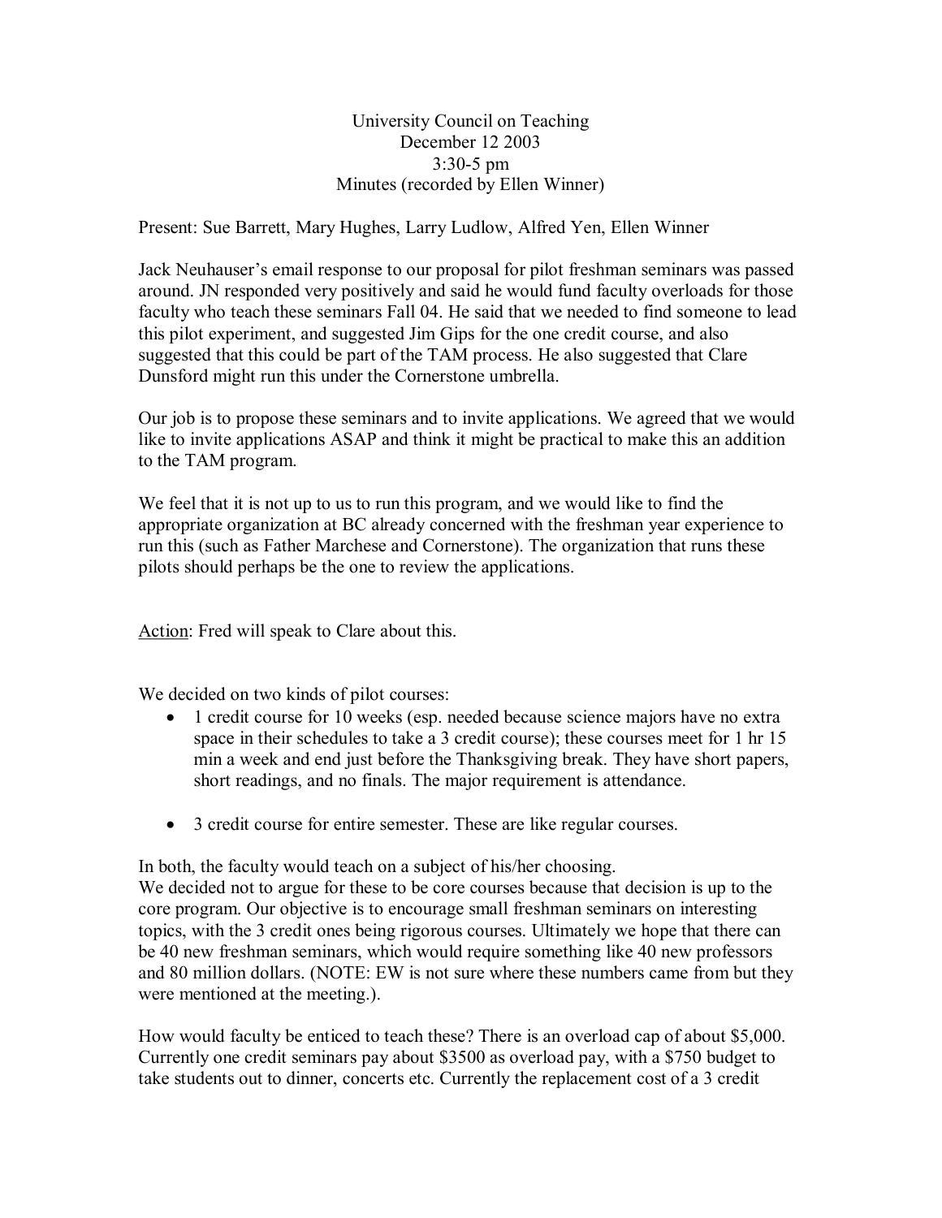University Council on Teaching
December 12 2003
3:30-5 pm
Minutes (recorded by Ellen Winner)

Present: Sue Barrett, Mary Hughes, Larry Ludlow, Alfred Yen, Ellen Winner

Jack Neuhauser's email response to our proposal for pilot freshman seminars was passed around. JN responded very positively and said he would fund faculty overloads for those faculty who teach these seminars Fall 04. He said that we needed to find someone to lead this pilot experiment, and suggested Jim Gips for the one credit course, and also suggested that this could be part of the TAM process. He also suggested that Clare Dunsford might run this under the Cornerstone umbrella.

Our job is to propose these seminars and to invite applications. We agreed that we would like to invite applications ASAP and think it might be practical to make this an addition to the TAM program.

We feel that it is not up to us to run this program, and we would like to find the appropriate organization at BC already concerned with the freshman year experience to run this (such as Father Marchese and Cornerstone). The organization that runs these pilots should perhaps be the one to review the applications.

<u>Action</u>: Fred will speak to Clare about this.

We decided on two kinds of pilot courses:

- 1 credit course for 10 weeks (esp. needed because science majors have no extra space in their schedules to take a 3 credit course); these courses meet for 1 hr 15 min a week and end just before the Thanksgiving break. They have short papers, short readings, and no finals. The major requirement is attendance.

- 3 credit course for entire semester. These are like regular courses.

In both, the faculty would teach on a subject of his/her choosing.
We decided not to argue for these to be core courses because that decision is up to the core program. Our objective is to encourage small freshman seminars on interesting topics, with the 3 credit ones being rigorous courses. Ultimately we hope that there can be 40 new freshman seminars, which would require something like 40 new professors and 80 million dollars. (NOTE: EW is not sure where these numbers came from but they were mentioned at the meeting.).

How would faculty be enticed to teach these? There is an overload cap of about $5,000. Currently one credit seminars pay about $3500 as overload pay, with a $750 budget to take students out to dinner, concerts etc. Currently the replacement cost of a 3 credit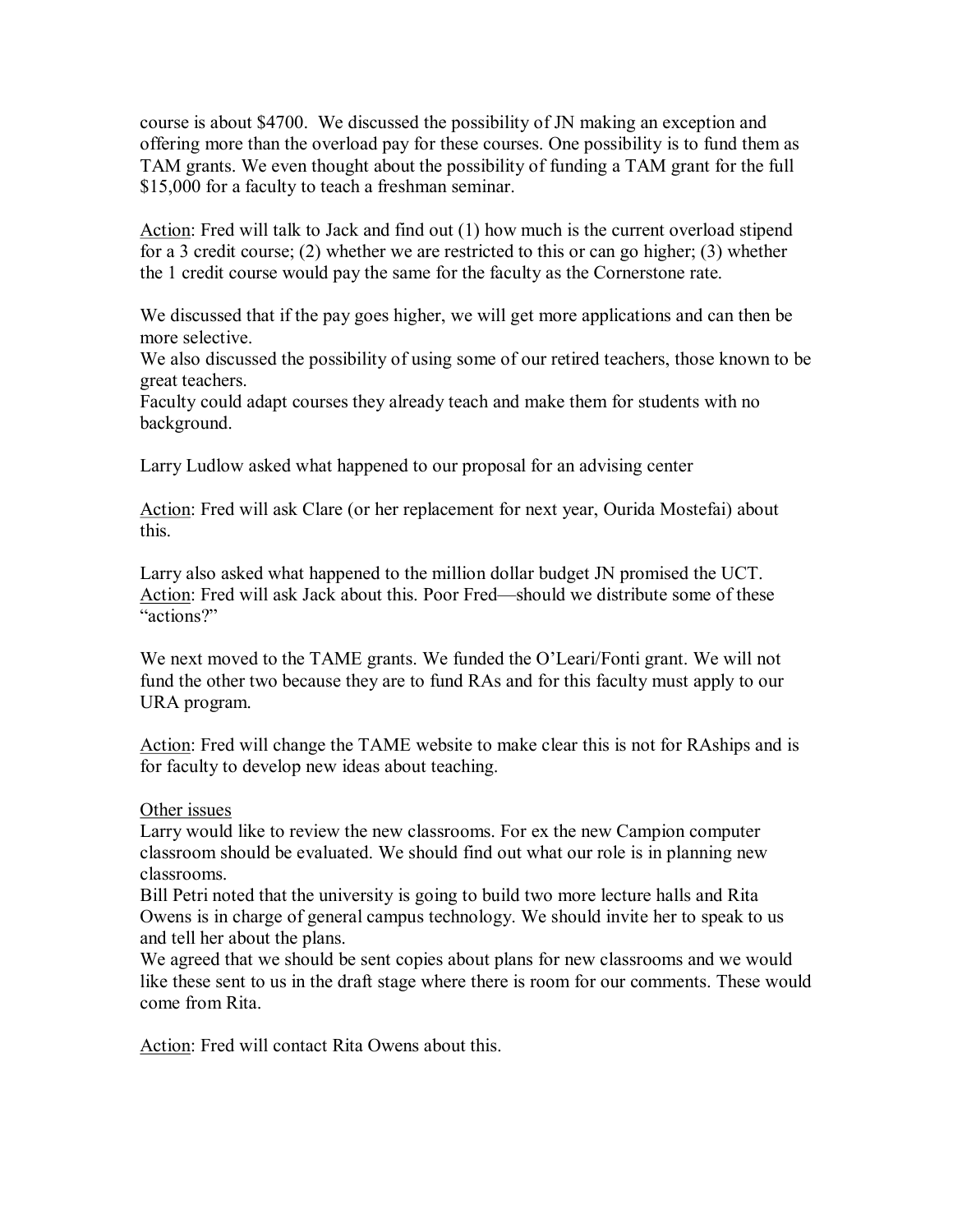course is about $4700. We discussed the possibility of JN making an exception and offering more than the overload pay for these courses. One possibility is to fund them as TAM grants. We even thought about the possibility of funding a TAM grant for the full $15,000 for a faculty to teach a freshman seminar.

<u>Action</u>: Fred will talk to Jack and find out (1) how much is the current overload stipend for a 3 credit course; (2) whether we are restricted to this or can go higher; (3) whether the 1 credit course would pay the same for the faculty as the Cornerstone rate.

We discussed that if the pay goes higher, we will get more applications and can then be more selective.
We also discussed the possibility of using some of our retired teachers, those known to be great teachers.
Faculty could adapt courses they already teach and make them for students with no background.

Larry Ludlow asked what happened to our proposal for an advising center

<u>Action</u>: Fred will ask Clare (or her replacement for next year, Ourida Mostefai) about this.

Larry also asked what happened to the million dollar budget JN promised the UCT.
<u>Action</u>: Fred will ask Jack about this. Poor Fred—should we distribute some of these "actions?"

We next moved to the TAME grants. We funded the O'Leari/Fonti grant. We will not fund the other two because they are to fund RAs and for this faculty must apply to our URA program.

<u>Action</u>: Fred will change the TAME website to make clear this is not for RAships and is for faculty to develop new ideas about teaching.

<u>Other issues</u>
Larry would like to review the new classrooms. For ex the new Campion computer classroom should be evaluated. We should find out what our role is in planning new classrooms.
Bill Petri noted that the university is going to build two more lecture halls and Rita Owens is in charge of general campus technology. We should invite her to speak to us and tell her about the plans.
We agreed that we should be sent copies about plans for new classrooms and we would like these sent to us in the draft stage where there is room for our comments. These would come from Rita.

<u>Action</u>: Fred will contact Rita Owens about this.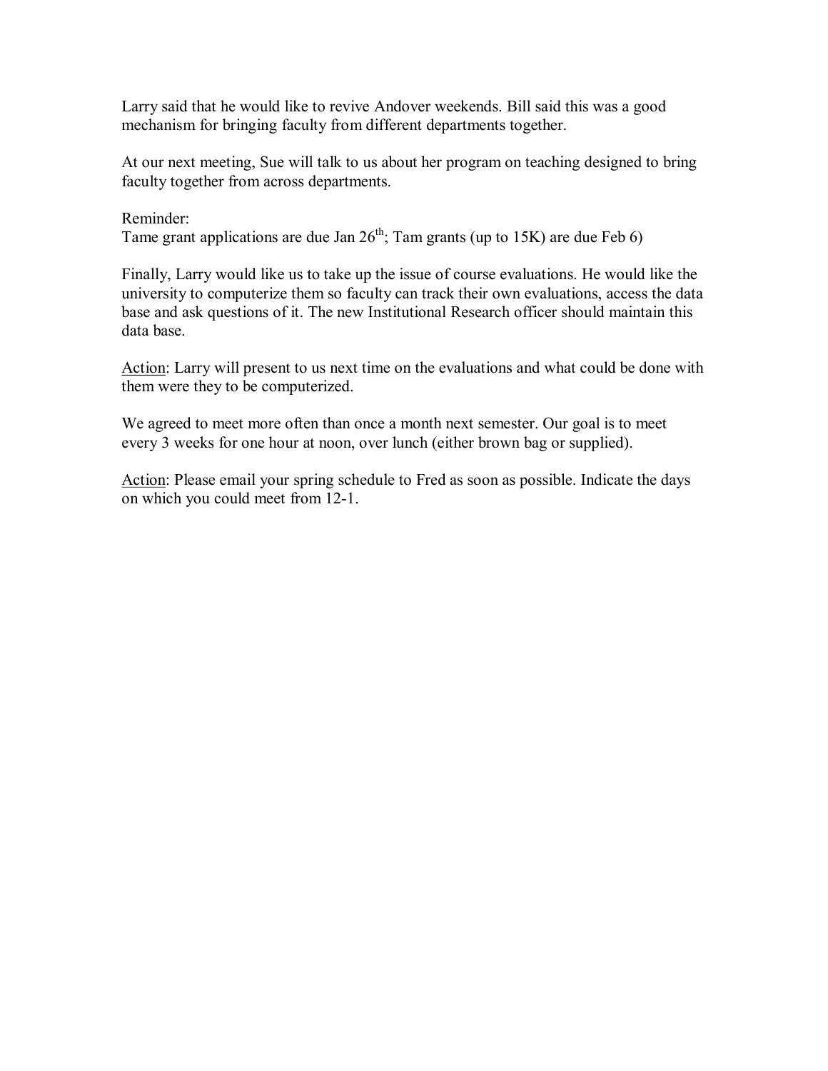Larry said that he would like to revive Andover weekends. Bill said this was a good mechanism for bringing faculty from different departments together.

At our next meeting, Sue will talk to us about her program on teaching designed to bring faculty together from across departments.

Reminder:
Tame grant applications are due Jan 26th; Tam grants (up to 15K) are due Feb 6)

Finally, Larry would like us to take up the issue of course evaluations. He would like the university to computerize them so faculty can track their own evaluations, access the data base and ask questions of it. The new Institutional Research officer should maintain this data base.

<u>Action</u>: Larry will present to us next time on the evaluations and what could be done with them were they to be computerized.

We agreed to meet more often than once a month next semester. Our goal is to meet every 3 weeks for one hour at noon, over lunch (either brown bag or supplied).

<u>Action</u>: Please email your spring schedule to Fred as soon as possible. Indicate the days on which you could meet from 12-1.